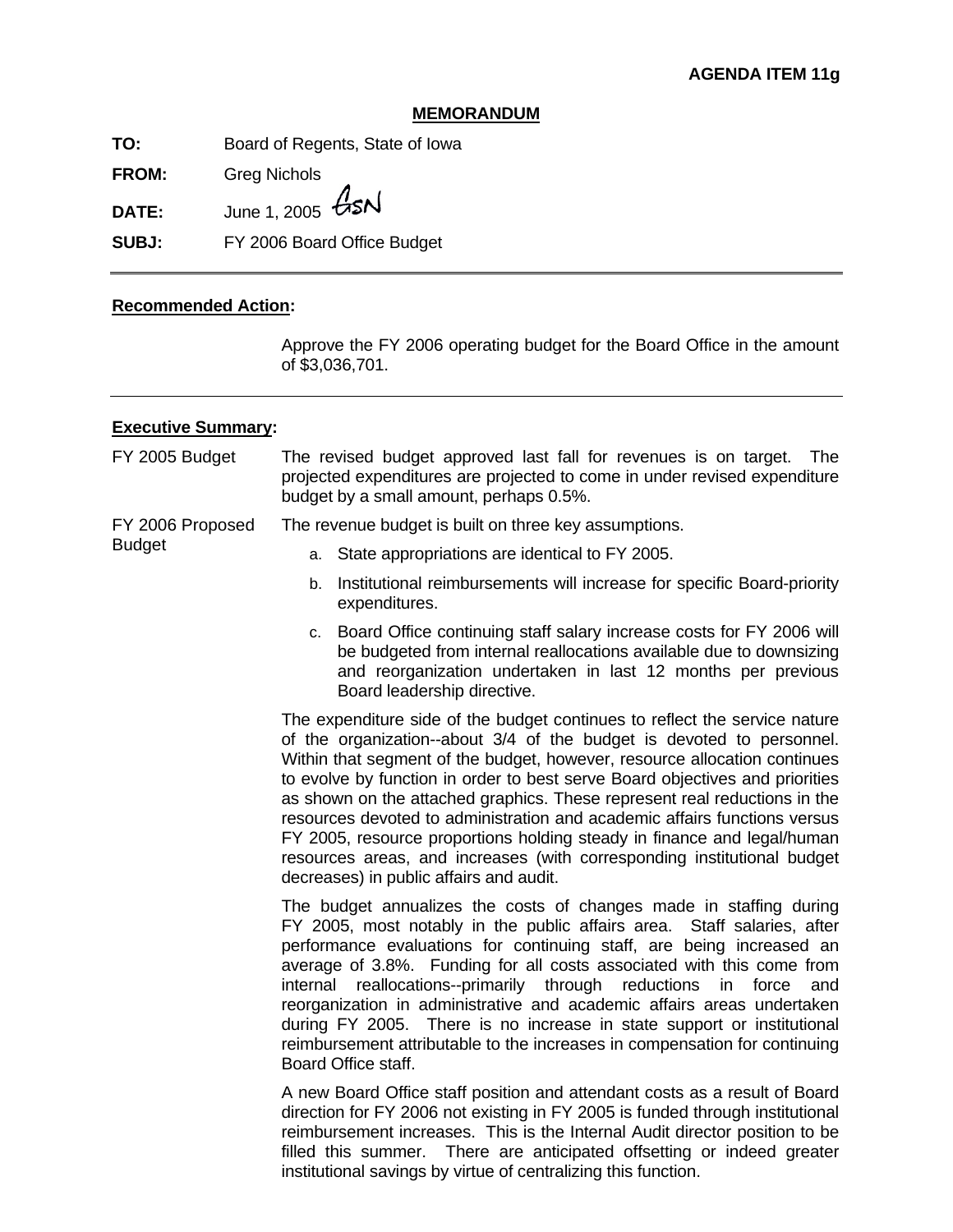**AGENDA ITEM 11g**

**MEMORANDUM**

**TO:** Board of Regents, State of Iowa

**FROM:** Greg Nichols

**DATE:** June 1, 2005 GSN

**SUBJ:** FY 2006 Board Office Budget

---

**Recommended Action:**

Approve the FY 2006 operating budget for the Board Office in the amount of $3,036,701.

---

**Executive Summary:**

**FY 2005 Budget**

The revised budget approved last fall for revenues is on target. The projected expenditures are projected to come in under revised expenditure budget by a small amount, perhaps 0.5%.

**FY 2006 Proposed Budget**

The revenue budget is built on three key assumptions.

a. State appropriations are identical to FY 2005.

b. Institutional reimbursements will increase for specific Board-priority expenditures.

c. Board Office continuing staff salary increase costs for FY 2006 will be budgeted from internal reallocations available due to downsizing and reorganization undertaken in last 12 months per previous Board leadership directive.

The expenditure side of the budget continues to reflect the service nature of the organization--about 3/4 of the budget is devoted to personnel. Within that segment of the budget, however, resource allocation continues to evolve by function in order to best serve Board objectives and priorities as shown on the attached graphics. These represent real reductions in the resources devoted to administration and academic affairs functions versus FY 2005, resource proportions holding steady in finance and legal/human resources areas, and increases (with corresponding institutional budget decreases) in public affairs and audit.

The budget annualizes the costs of changes made in staffing during FY 2005, most notably in the public affairs area. Staff salaries, after performance evaluations for continuing staff, are being increased an average of 3.8%. Funding for all costs associated with this come from internal reallocations--primarily through reductions in force and reorganization in administrative and academic affairs areas undertaken during FY 2005. There is no increase in state support or institutional reimbursement attributable to the increases in compensation for continuing Board Office staff.

A new Board Office staff position and attendant costs as a result of Board direction for FY 2006 not existing in FY 2005 is funded through institutional reimbursement increases. This is the Internal Audit director position to be filled this summer. There are anticipated offsetting or indeed greater institutional savings by virtue of centralizing this function.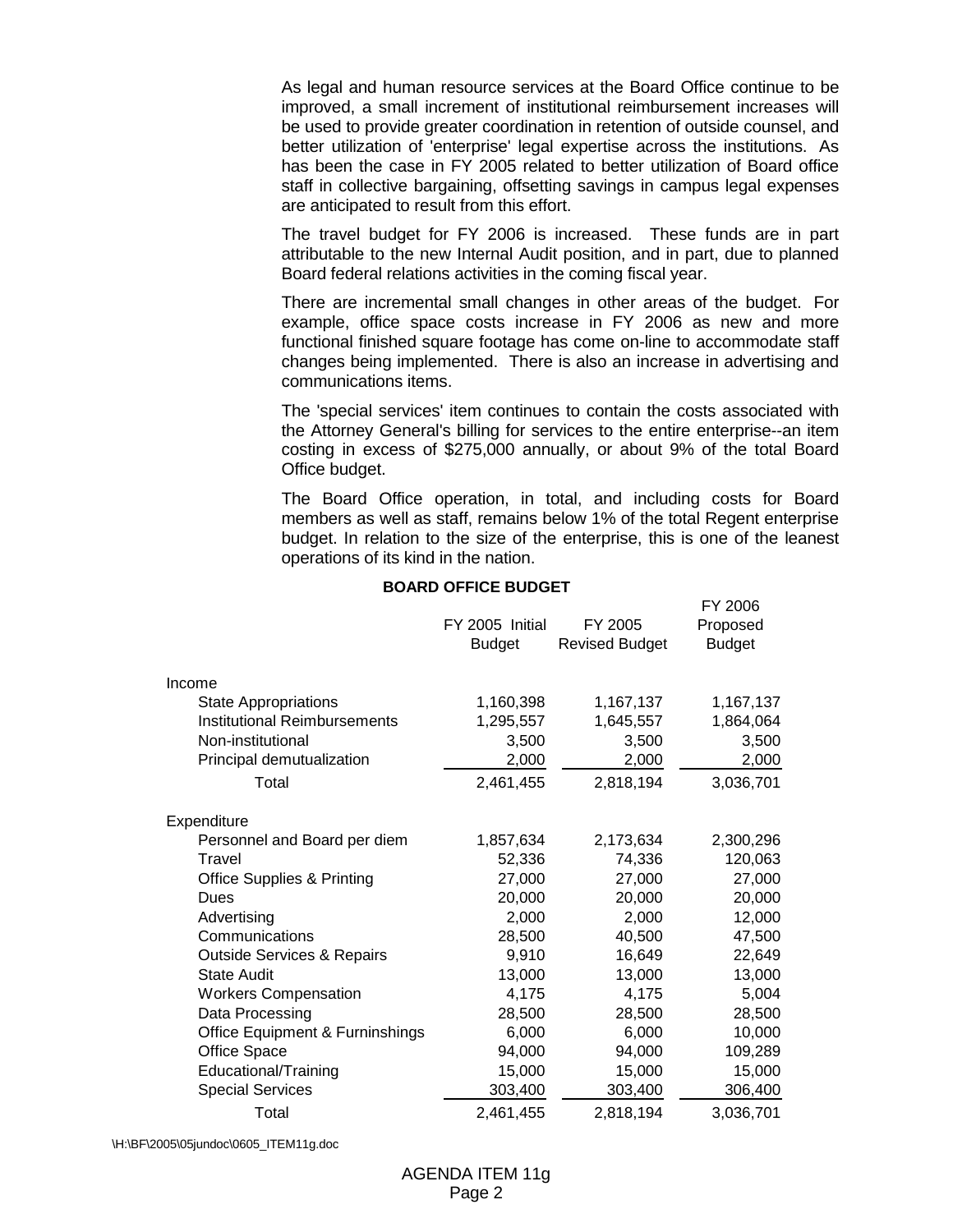As legal and human resource services at the Board Office continue to be improved, a small increment of institutional reimbursement increases will be used to provide greater coordination in retention of outside counsel, and better utilization of 'enterprise' legal expertise across the institutions. As has been the case in FY 2005 related to better utilization of Board office staff in collective bargaining, offsetting savings in campus legal expenses are anticipated to result from this effort.

The travel budget for FY 2006 is increased. These funds are in part attributable to the new Internal Audit position, and in part, due to planned Board federal relations activities in the coming fiscal year.

There are incremental small changes in other areas of the budget. For example, office space costs increase in FY 2006 as new and more functional finished square footage has come on-line to accommodate staff changes being implemented. There is also an increase in advertising and communications items.

The 'special services' item continues to contain the costs associated with the Attorney General's billing for services to the entire enterprise--an item costing in excess of $275,000 annually, or about 9% of the total Board Office budget.

The Board Office operation, in total, and including costs for Board members as well as staff, remains below 1% of the total Regent enterprise budget. In relation to the size of the enterprise, this is one of the leanest operations of its kind in the nation.

**BOARD OFFICE BUDGET**

| | FY 2005 Initial Budget | FY 2005 Revised Budget | FY 2006 Proposed Budget |
|---|---|---|---|
| Income | | | |
| State Appropriations | 1,160,398 | 1,167,137 | 1,167,137 |
| Institutional Reimbursements | 1,295,557 | 1,645,557 | 1,864,064 |
| Non-institutional | 3,500 | 3,500 | 3,500 |
| Principal demutualization | 2,000 | 2,000 | 2,000 |
| Total | 2,461,455 | 2,818,194 | 3,036,701 |
| Expenditure | | | |
| Personnel and Board per diem | 1,857,634 | 2,173,634 | 2,300,296 |
| Travel | 52,336 | 74,336 | 120,063 |
| Office Supplies & Printing | 27,000 | 27,000 | 27,000 |
| Dues | 20,000 | 20,000 | 20,000 |
| Advertising | 2,000 | 2,000 | 12,000 |
| Communications | 28,500 | 40,500 | 47,500 |
| Outside Services & Repairs | 9,910 | 16,649 | 22,649 |
| State Audit | 13,000 | 13,000 | 13,000 |
| Workers Compensation | 4,175 | 4,175 | 5,004 |
| Data Processing | 28,500 | 28,500 | 28,500 |
| Office Equipment & Furninshings | 6,000 | 6,000 | 10,000 |
| Office Space | 94,000 | 94,000 | 109,289 |
| Educational/Training | 15,000 | 15,000 | 15,000 |
| Special Services | 303,400 | 303,400 | 306,400 |
| Total | 2,461,455 | 2,818,194 | 3,036,701 |

\H:\BF\2005\05jundoc\0605_ITEM11g.doc

AGENDA ITEM 11g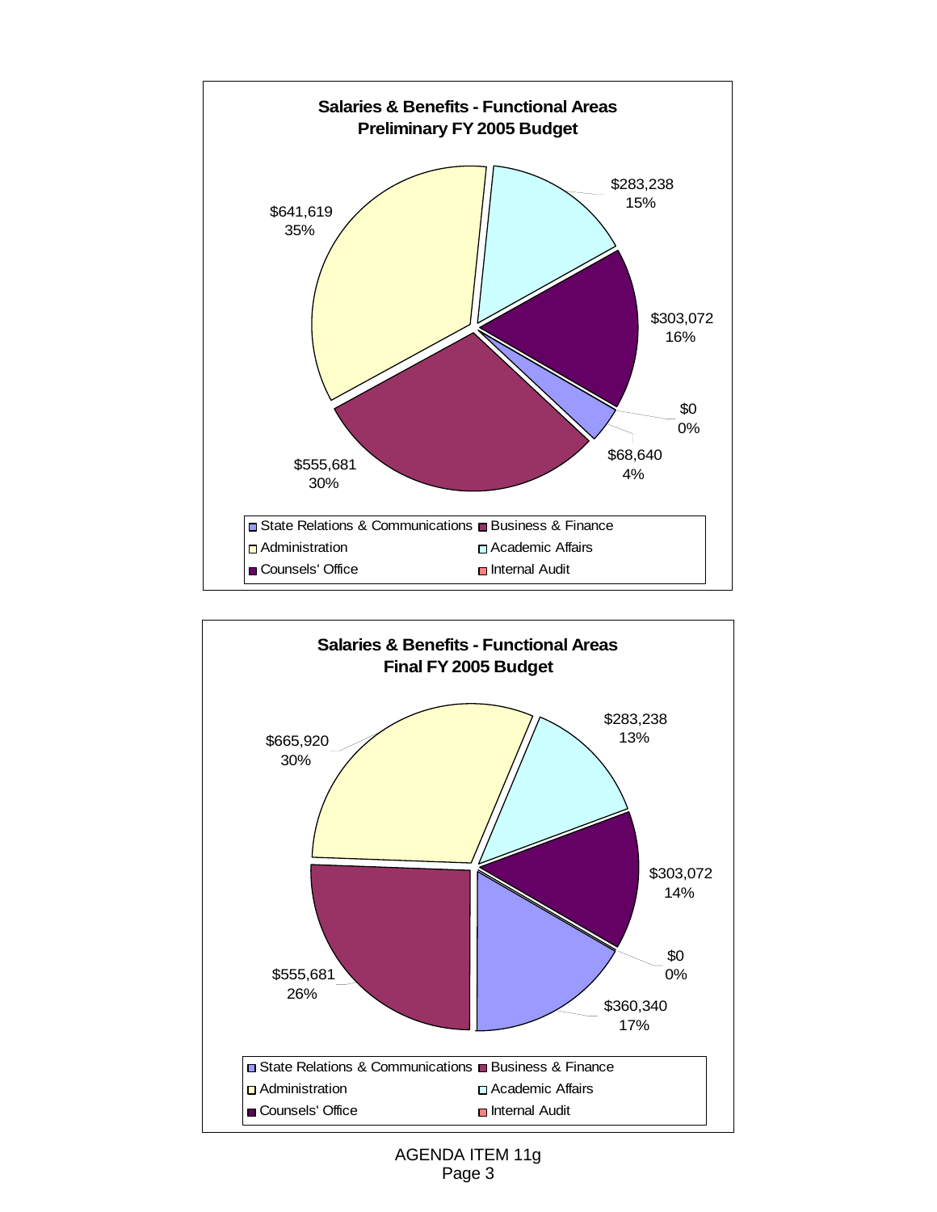## Salaries & Benefits - Functional Areas
## Preliminary FY 2005 Budget

| Functional Area | Amount | Percent |
|---|---|---|
| Administration | $641,619 | 35% |
| Academic Affairs | $283,238 | 15% |
| Counsels' Office | $303,072 | 16% |
| Internal Audit | $0 | 0% |
| State Relations & Communications | $68,640 | 4% |
| Business & Finance | $555,681 | 30% |

## Salaries & Benefits - Functional Areas
## Final FY 2005 Budget

| Functional Area | Amount | Percent |
|---|---|---|
| Administration | $665,920 | 30% |
| Academic Affairs | $283,238 | 13% |
| Counsels' Office | $303,072 | 14% |
| Internal Audit | $0 | 0% |
| State Relations & Communications | $360,340 | 17% |
| Business & Finance | $555,681 | 26% |

AGENDA ITEM 11g
Page 3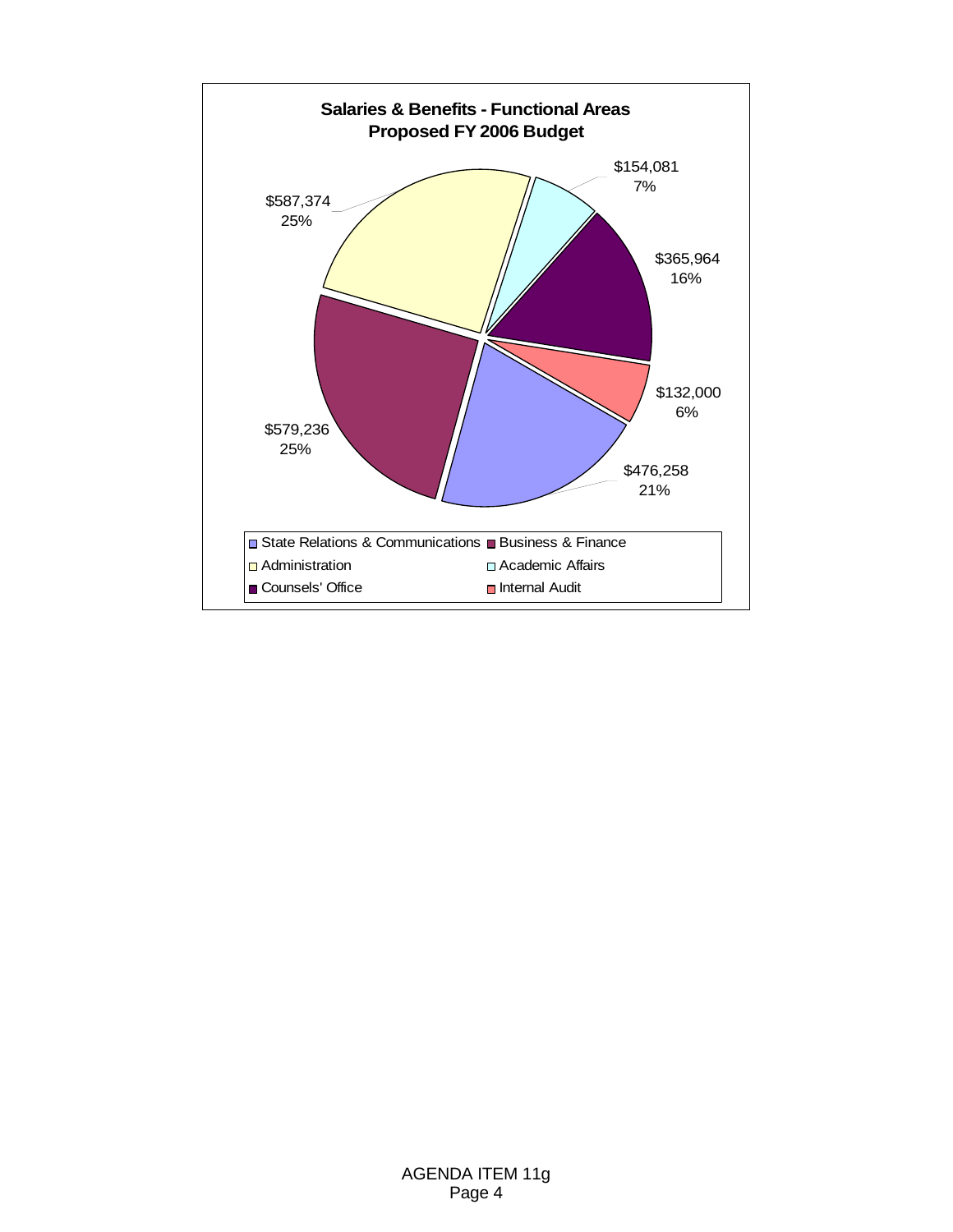**Salaries & Benefits - Functional Areas**
**Proposed FY 2006 Budget**

$154,081
7%

$365,964
16%

$132,000
6%

$476,258
21%

$579,236
25%

$587,374
25%

State Relations & Communications
Business & Finance
Administration
Academic Affairs
Counsels' Office
Internal Audit

AGENDA ITEM 11g